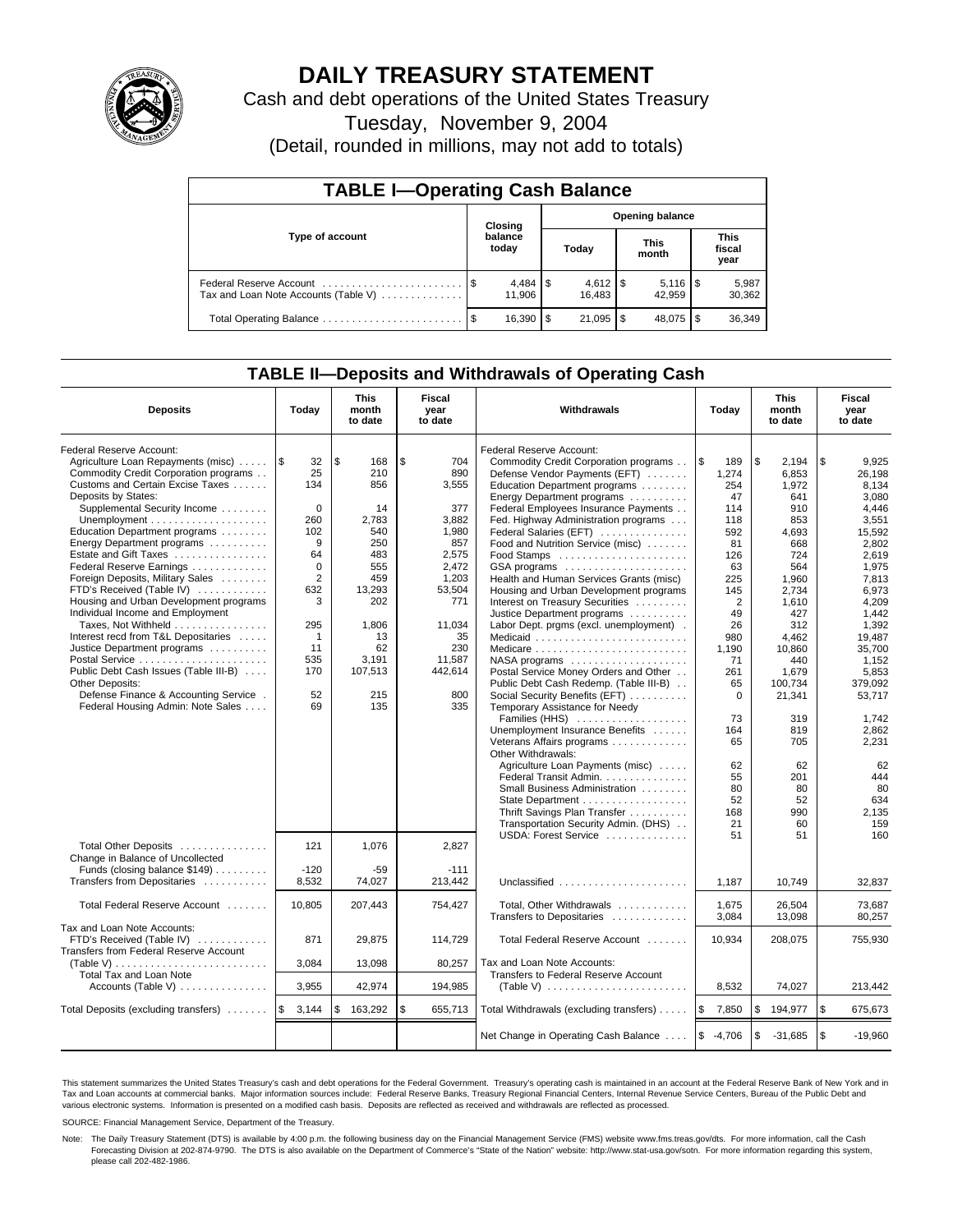# DAILY TREASURY STATEMENT

Cash and debt operations of the United States Treasury

Tuesday, November 9, 2004

(Detail, rounded in millions, may not add to totals)

## TABLE I—Operating Cash Balance

| Type of account | Closing balance today | Opening balance Today | Opening balance This month | Opening balance This fiscal year |
|---|---|---|---|---|
| Federal Reserve Account | $ 4,484 | $ 4,612 | $ 5,116 | $ 5,987 |
| Tax and Loan Note Accounts (Table V) | 11,906 | 16,483 | 42,959 | 30,362 |
| Total Operating Balance | $ 16,390 | $ 21,095 | $ 48,075 | $ 36,349 |

## TABLE II—Deposits and Withdrawals of Operating Cash

| Deposits | Today | This month to date | Fiscal year to date |
|---|---|---|---|
| Federal Reserve Account: | | | |
| Agriculture Loan Repayments (misc) | $ 32 | $ 168 | $ 704 |
| Commodity Credit Corporation programs | 25 | 210 | 890 |
| Customs and Certain Excise Taxes | 134 | 856 | 3,555 |
| Deposits by States: | | | |
| Supplemental Security Income | 0 | 14 | 377 |
| Unemployment | 260 | 2,783 | 3,882 |
| Education Department programs | 102 | 540 | 1,980 |
| Energy Department programs | 9 | 250 | 857 |
| Estate and Gift Taxes | 64 | 483 | 2,575 |
| Federal Reserve Earnings | 0 | 555 | 2,472 |
| Foreign Deposits, Military Sales | 2 | 459 | 1,203 |
| FTD's Received (Table IV) | 632 | 13,293 | 53,504 |
| Housing and Urban Development programs | 3 | 202 | 771 |
| Individual Income and Employment Taxes, Not Withheld | 295 | 1,806 | 11,034 |
| Interest recd from T&L Depositaries | 1 | 13 | 35 |
| Justice Department programs | 11 | 62 | 230 |
| Postal Service | 535 | 3,191 | 11,587 |
| Public Debt Cash Issues (Table III-B) | 170 | 107,513 | 442,614 |
| Other Deposits: | | | |
| Defense Finance & Accounting Service | 52 | 215 | 800 |
| Federal Housing Admin: Note Sales | 69 | 135 | 335 |
| Total Other Deposits | 121 | 1,076 | 2,827 |
| Change in Balance of Uncollected Funds (closing balance $149) | -120 | -59 | -111 |
| Transfers from Depositaries | 8,532 | 74,027 | 213,442 |
| Total Federal Reserve Account | 10,805 | 207,443 | 754,427 |
| Tax and Loan Note Accounts: | | | |
| FTD's Received (Table IV) | 871 | 29,875 | 114,729 |
| Transfers from Federal Reserve Account (Table V) | 3,084 | 13,098 | 80,257 |
| Total Tax and Loan Note Accounts (Table V) | 3,955 | 42,974 | 194,985 |
| Total Deposits (excluding transfers) | $ 3,144 | $ 163,292 | $ 655,713 |

| Withdrawals | Today | This month to date | Fiscal year to date |
|---|---|---|---|
| Federal Reserve Account: | | | |
| Commodity Credit Corporation programs | $ 189 | $ 2,194 | $ 9,925 |
| Defense Vendor Payments (EFT) | 1,274 | 6,853 | 26,198 |
| Education Department programs | 254 | 1,972 | 8,134 |
| Energy Department programs | 47 | 641 | 3,080 |
| Federal Employees Insurance Payments | 114 | 910 | 4,446 |
| Fed. Highway Administration programs | 118 | 853 | 3,551 |
| Federal Salaries (EFT) | 592 | 4,693 | 15,592 |
| Food and Nutrition Service (misc) | 81 | 668 | 2,802 |
| Food Stamps | 126 | 724 | 2,619 |
| GSA programs | 63 | 564 | 1,975 |
| Health and Human Services Grants (misc) | 225 | 1,960 | 7,813 |
| Housing and Urban Development programs | 145 | 2,734 | 6,973 |
| Interest on Treasury Securities | 2 | 1,610 | 4,209 |
| Justice Department programs | 49 | 427 | 1,442 |
| Labor Dept. prgms (excl. unemployment) | 26 | 312 | 1,392 |
| Medicaid | 980 | 4,462 | 19,487 |
| Medicare | 1,190 | 10,860 | 35,700 |
| NASA programs | 71 | 440 | 1,152 |
| Postal Service Money Orders and Other | 261 | 1,679 | 5,853 |
| Public Debt Cash Redemp. (Table III-B) | 65 | 100,734 | 379,092 |
| Social Security Benefits (EFT) | 0 | 21,341 | 53,717 |
| Temporary Assistance for Needy Families (HHS) | 73 | 319 | 1,742 |
| Unemployment Insurance Benefits | 164 | 819 | 2,862 |
| Veterans Affairs programs | 65 | 705 | 2,231 |
| Other Withdrawals: | | | |
| Agriculture Loan Payments (misc) | 62 | 62 | 62 |
| Federal Transit Admin. | 55 | 201 | 444 |
| Small Business Administration | 80 | 80 | 80 |
| State Department | 52 | 52 | 634 |
| Thrift Savings Plan Transfer | 168 | 990 | 2,135 |
| Transportation Security Admin. (DHS) | 21 | 60 | 159 |
| USDA: Forest Service | 51 | 51 | 160 |
| Unclassified | 1,187 | 10,749 | 32,837 |
| Total, Other Withdrawals | 1,675 | 26,504 | 73,687 |
| Transfers to Depositaries | 3,084 | 13,098 | 80,257 |
| Total Federal Reserve Account | 10,934 | 208,075 | 755,930 |
| Tax and Loan Note Accounts: | | | |
| Transfers to Federal Reserve Account (Table V) | 8,532 | 74,027 | 213,442 |
| Total Withdrawals (excluding transfers) | $ 7,850 | $ 194,977 | $ 675,673 |
| Net Change in Operating Cash Balance | $ -4,706 | $ -31,685 | $ -19,960 |

This statement summarizes the United States Treasury's cash and debt operations for the Federal Government. Treasury's operating cash is maintained in an account at the Federal Reserve Bank of New York and in Tax and Loan accounts at commercial banks. Major information sources include: Federal Reserve Banks, Treasury Regional Financial Centers, Internal Revenue Service Centers, Bureau of the Public Debt and various electronic systems. Information is presented on a modified cash basis. Deposits are reflected as received and withdrawals are reflected as processed.

SOURCE: Financial Management Service, Department of the Treasury.

Note: The Daily Treasury Statement (DTS) is available by 4:00 p.m. the following business day on the Financial Management Service (FMS) website www.fms.treas.gov/dts. For more information, call the Cash Forecasting Division at 202-874-9790. The DTS is also available on the Department of Commerce's "State of the Nation" website: http://www.stat-usa.gov/sotn. For more information regarding this system, please call 202-482-1986.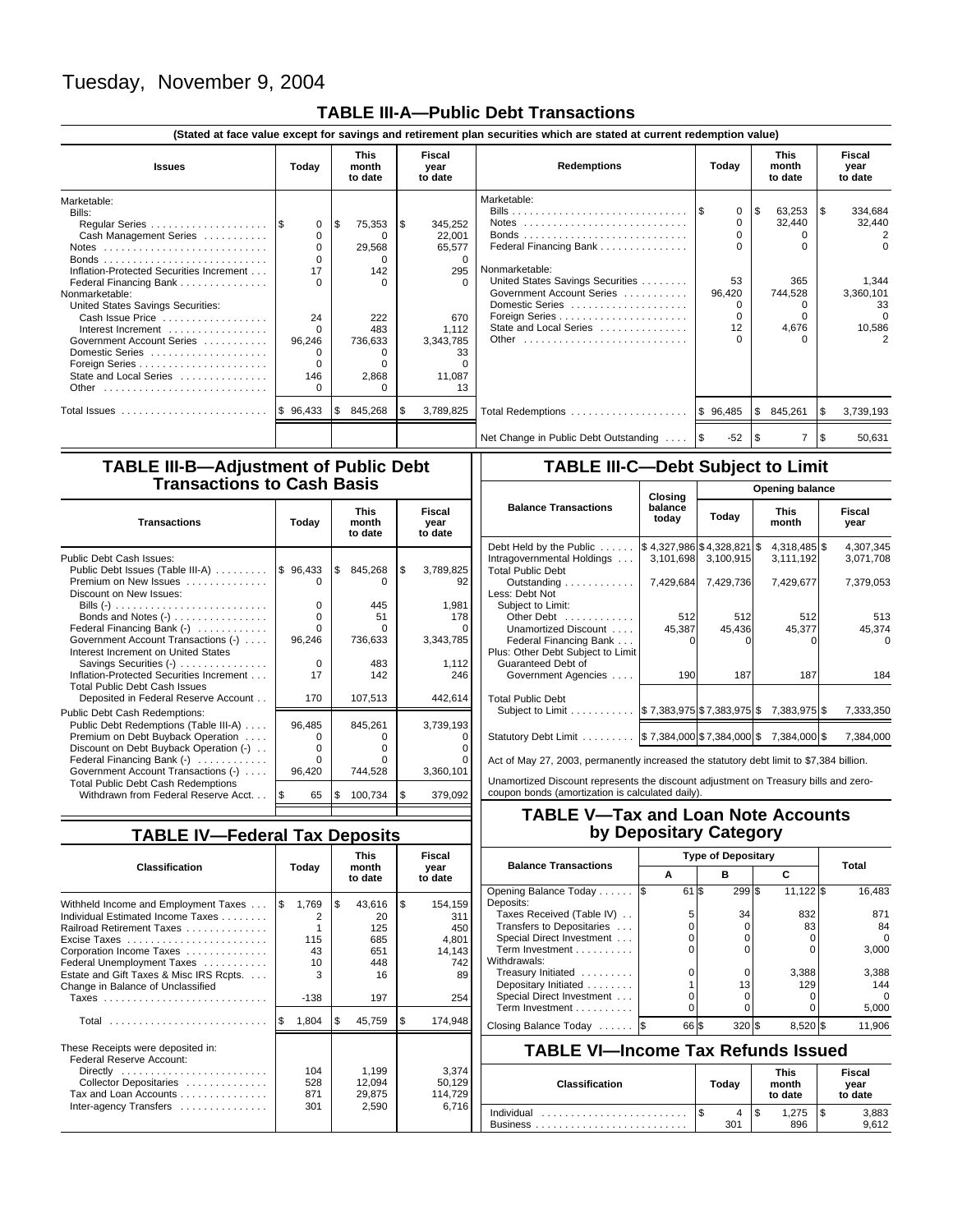Tuesday, November 9, 2004

## TABLE III-A—Public Debt Transactions

(Stated at face value except for savings and retirement plan securities which are stated at current redemption value)

| Issues | Today | This month to date | Fiscal year to date |
|---|---|---|---|
| Marketable: | | | |
| Bills: | | | |
| Regular Series | $ 0 | $ 75,353 | $ 345,252 |
| Cash Management Series | 0 | 0 | 22,001 |
| Notes | 0 | 29,568 | 65,577 |
| Bonds | 0 | 0 | 0 |
| Inflation-Protected Securities Increment | 17 | 142 | 295 |
| Federal Financing Bank | 0 | 0 | 0 |
| Nonmarketable: | | | |
| United States Savings Securities: | | | |
| Cash Issue Price | 24 | 222 | 670 |
| Interest Increment | 0 | 483 | 1,112 |
| Government Account Series | 96,246 | 736,633 | 3,343,785 |
| Domestic Series | 0 | 0 | 33 |
| Foreign Series | 0 | 0 | 0 |
| State and Local Series | 146 | 2,868 | 11,087 |
| Other | 0 | 0 | 13 |
| Total Issues | $ 96,433 | $ 845,268 | $ 3,789,825 |

| Redemptions | Today | This month to date | Fiscal year to date |
|---|---|---|---|
| Marketable: | | | |
| Bills | $ 0 | $ 63,253 | $ 334,684 |
| Notes | 0 | 32,440 | 32,440 |
| Bonds | 0 | 0 | 2 |
| Federal Financing Bank | 0 | 0 | 0 |
| Nonmarketable: | | | |
| United States Savings Securities | 53 | 365 | 1,344 |
| Government Account Series | 96,420 | 744,528 | 3,360,101 |
| Domestic Series | 0 | 0 | 33 |
| Foreign Series | 0 | 0 | 0 |
| State and Local Series | 12 | 4,676 | 10,586 |
| Other | 0 | 0 | 2 |
| Total Redemptions | $ 96,485 | $ 845,261 | $ 3,739,193 |
| Net Change in Public Debt Outstanding | $ -52 | $ 7 | $ 50,631 |

## TABLE III-B—Adjustment of Public Debt Transactions to Cash Basis

| Transactions | Today | This month to date | Fiscal year to date |
|---|---|---|---|
| Public Debt Cash Issues: | | | |
| Public Debt Issues (Table III-A) | $ 96,433 | $ 845,268 | $ 3,789,825 |
| Premium on New Issues | 0 | 0 | 92 |
| Discount on New Issues: | | | |
| Bills (-) | 0 | 445 | 1,981 |
| Bonds and Notes (-) | 0 | 51 | 178 |
| Federal Financing Bank (-) | 0 | 0 | 0 |
| Government Account Transactions (-) | 96,246 | 736,633 | 3,343,785 |
| Interest Increment on United States Savings Securities (-) | 0 | 483 | 1,112 |
| Inflation-Protected Securities Increment | 17 | 142 | 246 |
| Total Public Debt Cash Issues Deposited in Federal Reserve Account | 170 | 107,513 | 442,614 |
| Public Debt Cash Redemptions: | | | |
| Public Debt Redemptions (Table III-A) | 96,485 | 845,261 | 3,739,193 |
| Premium on Debt Buyback Operation | 0 | 0 | 0 |
| Discount on Debt Buyback Operation (-) | 0 | 0 | 0 |
| Federal Financing Bank (-) | 0 | 0 | 0 |
| Government Account Transactions (-) | 96,420 | 744,528 | 3,360,101 |
| Total Public Debt Cash Redemptions Withdrawn from Federal Reserve Acct. | $ 65 | $ 100,734 | $ 379,092 |

## TABLE III-C—Debt Subject to Limit

| Balance Transactions | Closing balance today | Opening balance Today | Opening balance This month | Opening balance Fiscal year |
|---|---|---|---|---|
| Debt Held by the Public | $ 4,327,986 | $ 4,328,821 | $ 4,318,485 | $ 4,307,345 |
| Intragovernmental Holdings | 3,101,698 | 3,100,915 | 3,111,192 | 3,071,708 |
| Total Public Debt Outstanding | 7,429,684 | 7,429,736 | 7,429,677 | 7,379,053 |
| Less: Debt Not Subject to Limit: | | | | |
| Other Debt | 512 | 512 | 512 | 513 |
| Unamortized Discount | 45,387 | 45,436 | 45,377 | 45,374 |
| Federal Financing Bank | 0 | 0 | 0 | 0 |
| Plus: Other Debt Subject to Limit Guaranteed Debt of Government Agencies | 190 | 187 | 187 | 184 |
| Total Public Debt Subject to Limit | $ 7,383,975 | $ 7,383,975 | $ 7,383,975 | $ 7,333,350 |
| Statutory Debt Limit | $ 7,384,000 | $ 7,384,000 | $ 7,384,000 | $ 7,384,000 |

Act of May 27, 2003, permanently increased the statutory debt limit to $7,384 billion.

Unamortized Discount represents the discount adjustment on Treasury bills and zero-coupon bonds (amortization is calculated daily).

## TABLE IV—Federal Tax Deposits

| Classification | Today | This month to date | Fiscal year to date |
|---|---|---|---|
| Withheld Income and Employment Taxes | $ 1,769 | $ 43,616 | $ 154,159 |
| Individual Estimated Income Taxes | 2 | 20 | 311 |
| Railroad Retirement Taxes | 1 | 125 | 450 |
| Excise Taxes | 115 | 685 | 4,801 |
| Corporation Income Taxes | 43 | 651 | 14,143 |
| Federal Unemployment Taxes | 10 | 448 | 742 |
| Estate and Gift Taxes & Misc IRS Rcpts. | 3 | 16 | 89 |
| Change in Balance of Unclassified Taxes | -138 | 197 | 254 |
| Total | $ 1,804 | $ 45,759 | $ 174,948 |
| These Receipts were deposited in: | | | |
| Federal Reserve Account: | | | |
| Directly | 104 | 1,199 | 3,374 |
| Collector Depositaries | 528 | 12,094 | 50,129 |
| Tax and Loan Accounts | 871 | 29,875 | 114,729 |
| Inter-agency Transfers | 301 | 2,590 | 6,716 |

## TABLE V—Tax and Loan Note Accounts by Depositary Category

| Balance Transactions | Type of Depositary A | B | C | Total |
|---|---|---|---|---|
| Opening Balance Today | $ 61 | $ 299 | $ 11,122 | $ 16,483 |
| Deposits: | | | | |
| Taxes Received (Table IV) | 5 | 34 | 832 | 871 |
| Transfers to Depositaries | 0 | 0 | 83 | 84 |
| Special Direct Investment | 0 | 0 | 0 | 0 |
| Term Investment | 0 | 0 | 0 | 3,000 |
| Withdrawals: | | | | |
| Treasury Initiated | 0 | 0 | 3,388 | 3,388 |
| Depositary Initiated | 1 | 13 | 129 | 144 |
| Special Direct Investment | 0 | 0 | 0 | 0 |
| Term Investment | 0 | 0 | 0 | 5,000 |
| Closing Balance Today | $ 66 | $ 320 | $ 8,520 | $ 11,906 |

## TABLE VI—Income Tax Refunds Issued

| Classification | Today | This month to date | Fiscal year to date |
|---|---|---|---|
| Individual | $ 4 | $ 1,275 | $ 3,883 |
| Business | 301 | 896 | 9,612 |